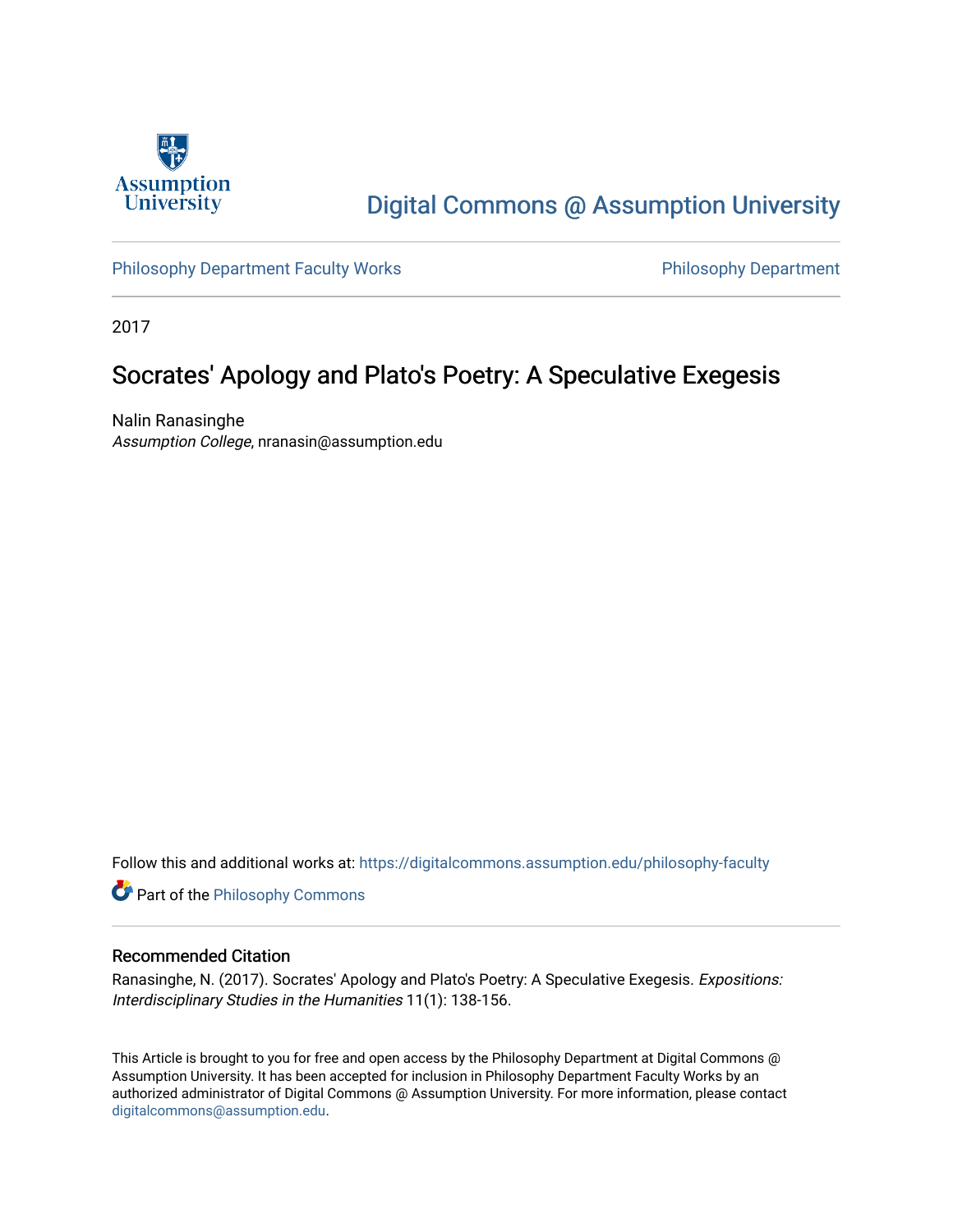Assumption University

# Digital Commons @ Assumption University

Philosophy Department Faculty Works | Philosophy Department

2017

## Socrates' Apology and Plato's Poetry: A Speculative Exegesis

Nalin Ranasinghe
*Assumption College*, nranasin@assumption.edu

Follow this and additional works at: https://digitalcommons.assumption.edu/philosophy-faculty

Part of the Philosophy Commons

### Recommended Citation

Ranasinghe, N. (2017). Socrates' Apology and Plato's Poetry: A Speculative Exegesis. *Expositions: Interdisciplinary Studies in the Humanities* 11(1): 138-156.

This Article is brought to you for free and open access by the Philosophy Department at Digital Commons @ Assumption University. It has been accepted for inclusion in Philosophy Department Faculty Works by an authorized administrator of Digital Commons @ Assumption University. For more information, please contact digitalcommons@assumption.edu.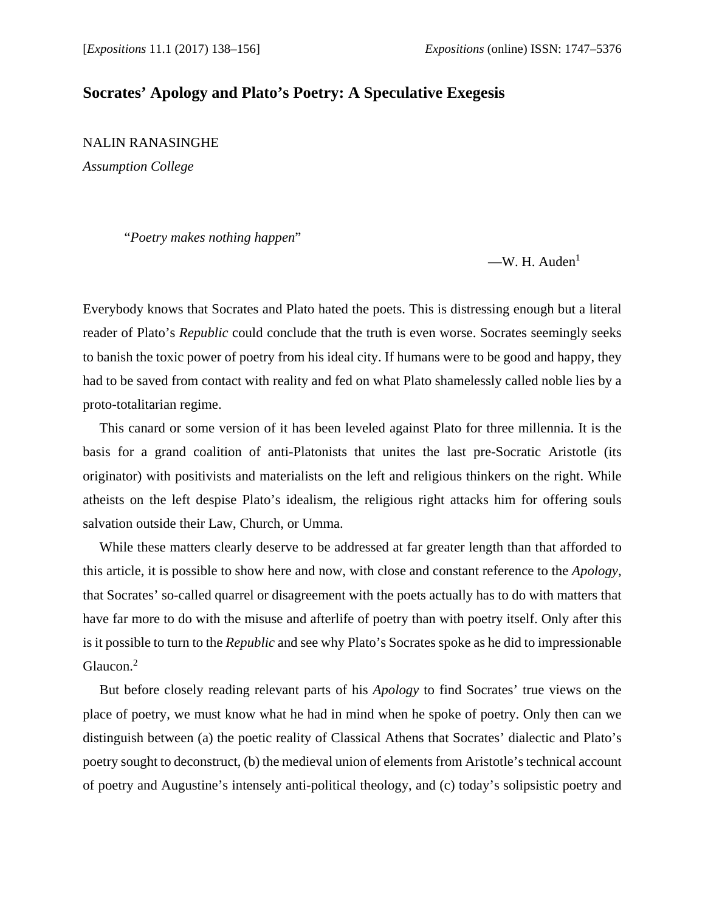# Socrates' Apology and Plato's Poetry: A Speculative Exegesis

NALIN RANASINGHE

*Assumption College*

> "*Poetry makes nothing happen*"
>
> —W. H. Auden[1]

Everybody knows that Socrates and Plato hated the poets. This is distressing enough but a literal reader of Plato's *Republic* could conclude that the truth is even worse. Socrates seemingly seeks to banish the toxic power of poetry from his ideal city. If humans were to be good and happy, they had to be saved from contact with reality and fed on what Plato shamelessly called noble lies by a proto-totalitarian regime.

This canard or some version of it has been leveled against Plato for three millennia. It is the basis for a grand coalition of anti-Platonists that unites the last pre-Socratic Aristotle (its originator) with positivists and materialists on the left and religious thinkers on the right. While atheists on the left despise Plato's idealism, the religious right attacks him for offering souls salvation outside their Law, Church, or Umma.

While these matters clearly deserve to be addressed at far greater length than that afforded to this article, it is possible to show here and now, with close and constant reference to the *Apology*, that Socrates' so-called quarrel or disagreement with the poets actually has to do with matters that have far more to do with the misuse and afterlife of poetry than with poetry itself. Only after this is it possible to turn to the *Republic* and see why Plato's Socrates spoke as he did to impressionable Glaucon.[2]

But before closely reading relevant parts of his *Apology* to find Socrates' true views on the place of poetry, we must know what he had in mind when he spoke of poetry. Only then can we distinguish between (a) the poetic reality of Classical Athens that Socrates' dialectic and Plato's poetry sought to deconstruct, (b) the medieval union of elements from Aristotle's technical account of poetry and Augustine's intensely anti-political theology, and (c) today's solipsistic poetry and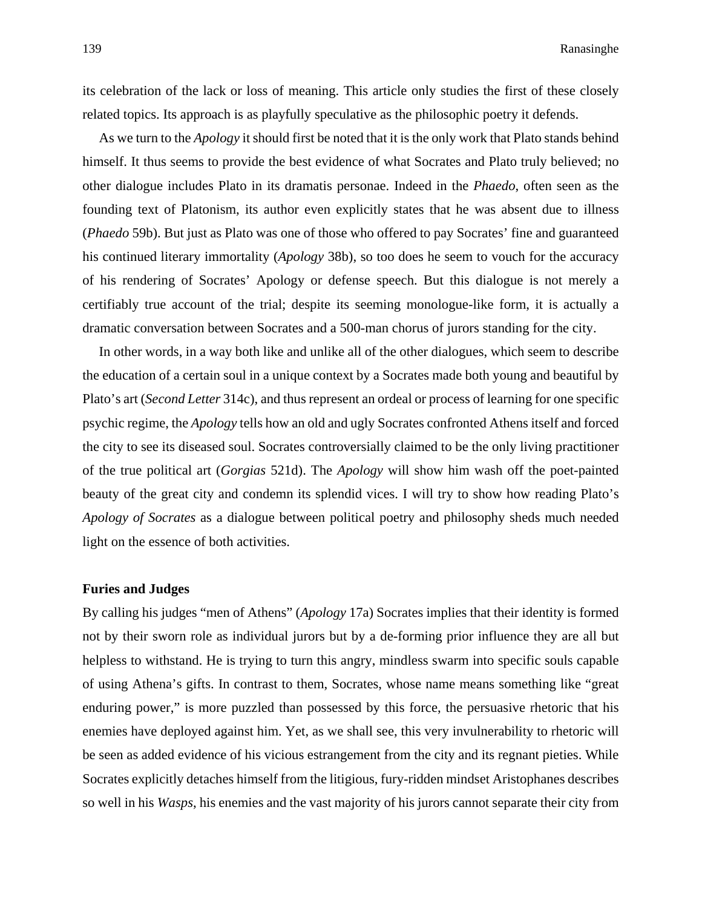its celebration of the lack or loss of meaning. This article only studies the first of these closely related topics. Its approach is as playfully speculative as the philosophic poetry it defends.

As we turn to the *Apology* it should first be noted that it is the only work that Plato stands behind himself. It thus seems to provide the best evidence of what Socrates and Plato truly believed; no other dialogue includes Plato in its dramatis personae. Indeed in the *Phaedo*, often seen as the founding text of Platonism, its author even explicitly states that he was absent due to illness (*Phaedo* 59b). But just as Plato was one of those who offered to pay Socrates' fine and guaranteed his continued literary immortality (*Apology* 38b), so too does he seem to vouch for the accuracy of his rendering of Socrates' Apology or defense speech. But this dialogue is not merely a certifiably true account of the trial; despite its seeming monologue-like form, it is actually a dramatic conversation between Socrates and a 500-man chorus of jurors standing for the city.

In other words, in a way both like and unlike all of the other dialogues, which seem to describe the education of a certain soul in a unique context by a Socrates made both young and beautiful by Plato's art (*Second Letter* 314c), and thus represent an ordeal or process of learning for one specific psychic regime, the *Apology* tells how an old and ugly Socrates confronted Athens itself and forced the city to see its diseased soul. Socrates controversially claimed to be the only living practitioner of the true political art (*Gorgias* 521d). The *Apology* will show him wash off the poet-painted beauty of the great city and condemn its splendid vices. I will try to show how reading Plato's *Apology of Socrates* as a dialogue between political poetry and philosophy sheds much needed light on the essence of both activities.

## Furies and Judges

By calling his judges "men of Athens" (*Apology* 17a) Socrates implies that their identity is formed not by their sworn role as individual jurors but by a de-forming prior influence they are all but helpless to withstand. He is trying to turn this angry, mindless swarm into specific souls capable of using Athena's gifts. In contrast to them, Socrates, whose name means something like "great enduring power," is more puzzled than possessed by this force, the persuasive rhetoric that his enemies have deployed against him. Yet, as we shall see, this very invulnerability to rhetoric will be seen as added evidence of his vicious estrangement from the city and its regnant pieties. While Socrates explicitly detaches himself from the litigious, fury-ridden mindset Aristophanes describes so well in his *Wasps*, his enemies and the vast majority of his jurors cannot separate their city from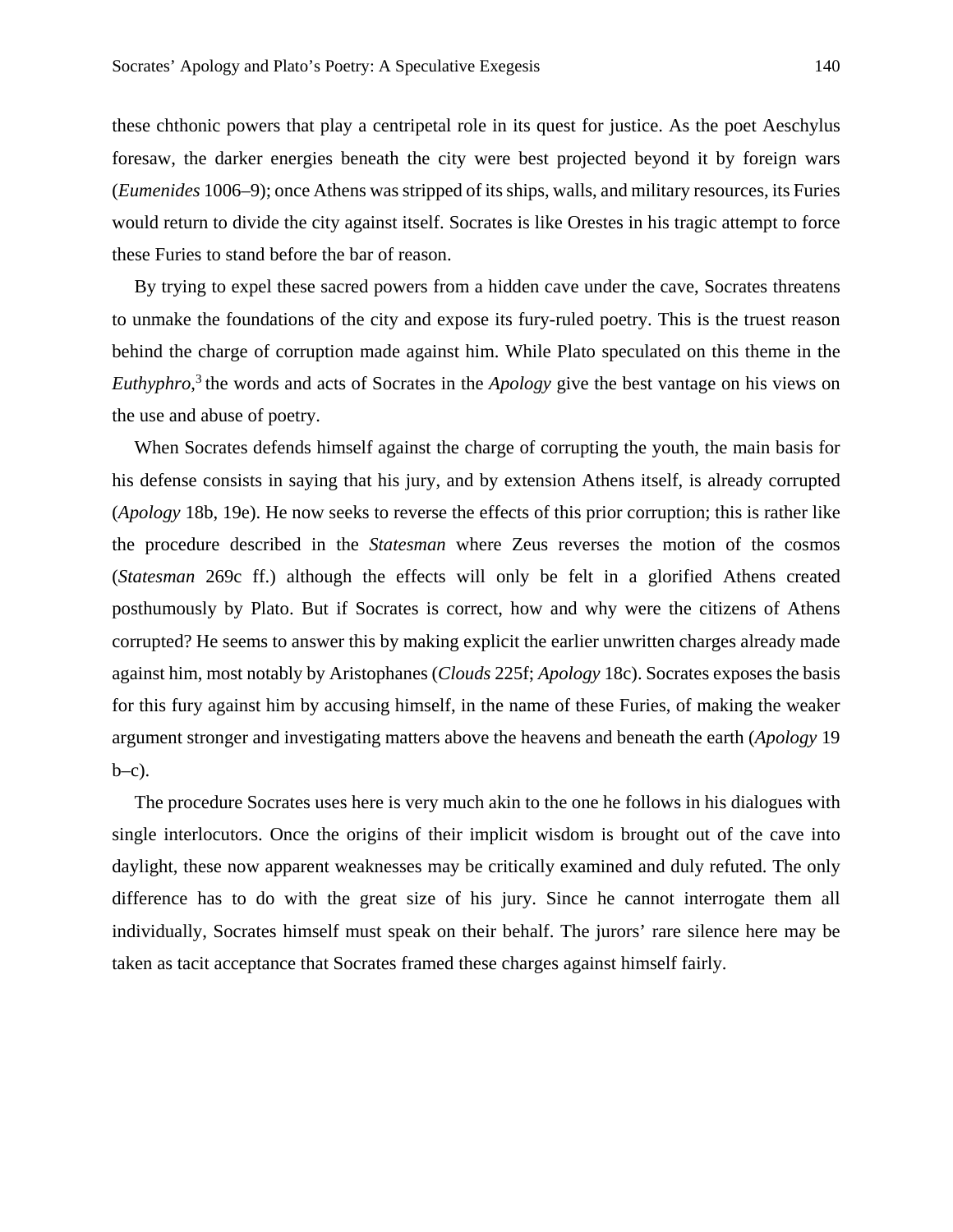these chthonic powers that play a centripetal role in its quest for justice. As the poet Aeschylus foresaw, the darker energies beneath the city were best projected beyond it by foreign wars (*Eumenides* 1006–9); once Athens was stripped of its ships, walls, and military resources, its Furies would return to divide the city against itself. Socrates is like Orestes in his tragic attempt to force these Furies to stand before the bar of reason.

By trying to expel these sacred powers from a hidden cave under the cave, Socrates threatens to unmake the foundations of the city and expose its fury-ruled poetry. This is the truest reason behind the charge of corruption made against him. While Plato speculated on this theme in the *Euthyphro*,[3] the words and acts of Socrates in the *Apology* give the best vantage on his views on the use and abuse of poetry.

When Socrates defends himself against the charge of corrupting the youth, the main basis for his defense consists in saying that his jury, and by extension Athens itself, is already corrupted (*Apology* 18b, 19e). He now seeks to reverse the effects of this prior corruption; this is rather like the procedure described in the *Statesman* where Zeus reverses the motion of the cosmos (*Statesman* 269c ff.) although the effects will only be felt in a glorified Athens created posthumously by Plato. But if Socrates is correct, how and why were the citizens of Athens corrupted? He seems to answer this by making explicit the earlier unwritten charges already made against him, most notably by Aristophanes (*Clouds* 225f; *Apology* 18c). Socrates exposes the basis for this fury against him by accusing himself, in the name of these Furies, of making the weaker argument stronger and investigating matters above the heavens and beneath the earth (*Apology* 19 b–c).

The procedure Socrates uses here is very much akin to the one he follows in his dialogues with single interlocutors. Once the origins of their implicit wisdom is brought out of the cave into daylight, these now apparent weaknesses may be critically examined and duly refuted. The only difference has to do with the great size of his jury. Since he cannot interrogate them all individually, Socrates himself must speak on their behalf. The jurors' rare silence here may be taken as tacit acceptance that Socrates framed these charges against himself fairly.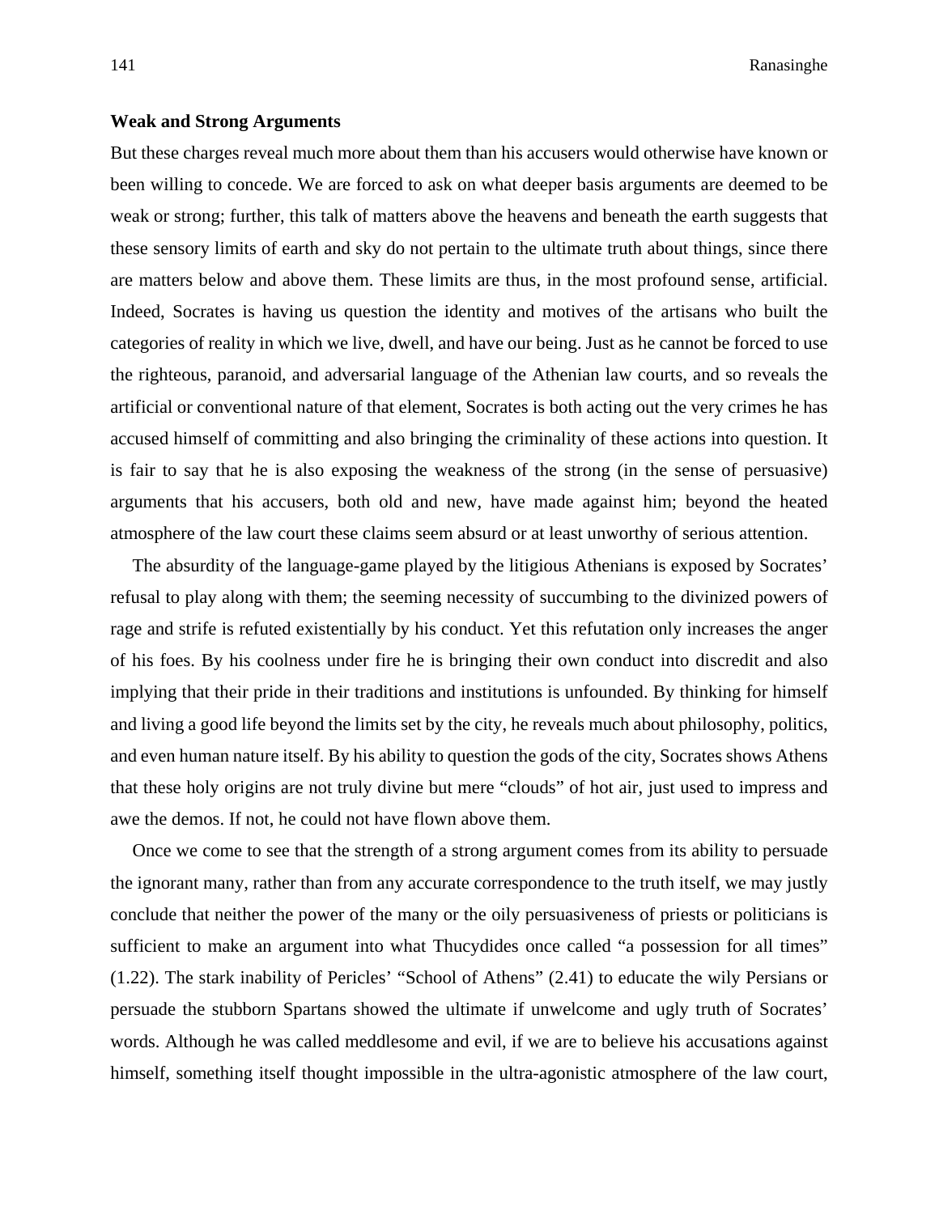### Weak and Strong Arguments

But these charges reveal much more about them than his accusers would otherwise have known or been willing to concede. We are forced to ask on what deeper basis arguments are deemed to be weak or strong; further, this talk of matters above the heavens and beneath the earth suggests that these sensory limits of earth and sky do not pertain to the ultimate truth about things, since there are matters below and above them. These limits are thus, in the most profound sense, artificial. Indeed, Socrates is having us question the identity and motives of the artisans who built the categories of reality in which we live, dwell, and have our being. Just as he cannot be forced to use the righteous, paranoid, and adversarial language of the Athenian law courts, and so reveals the artificial or conventional nature of that element, Socrates is both acting out the very crimes he has accused himself of committing and also bringing the criminality of these actions into question. It is fair to say that he is also exposing the weakness of the strong (in the sense of persuasive) arguments that his accusers, both old and new, have made against him; beyond the heated atmosphere of the law court these claims seem absurd or at least unworthy of serious attention.

The absurdity of the language-game played by the litigious Athenians is exposed by Socrates' refusal to play along with them; the seeming necessity of succumbing to the divinized powers of rage and strife is refuted existentially by his conduct. Yet this refutation only increases the anger of his foes. By his coolness under fire he is bringing their own conduct into discredit and also implying that their pride in their traditions and institutions is unfounded. By thinking for himself and living a good life beyond the limits set by the city, he reveals much about philosophy, politics, and even human nature itself. By his ability to question the gods of the city, Socrates shows Athens that these holy origins are not truly divine but mere "clouds" of hot air, just used to impress and awe the demos. If not, he could not have flown above them.

Once we come to see that the strength of a strong argument comes from its ability to persuade the ignorant many, rather than from any accurate correspondence to the truth itself, we may justly conclude that neither the power of the many or the oily persuasiveness of priests or politicians is sufficient to make an argument into what Thucydides once called "a possession for all times" (1.22). The stark inability of Pericles' "School of Athens" (2.41) to educate the wily Persians or persuade the stubborn Spartans showed the ultimate if unwelcome and ugly truth of Socrates' words. Although he was called meddlesome and evil, if we are to believe his accusations against himself, something itself thought impossible in the ultra-agonistic atmosphere of the law court,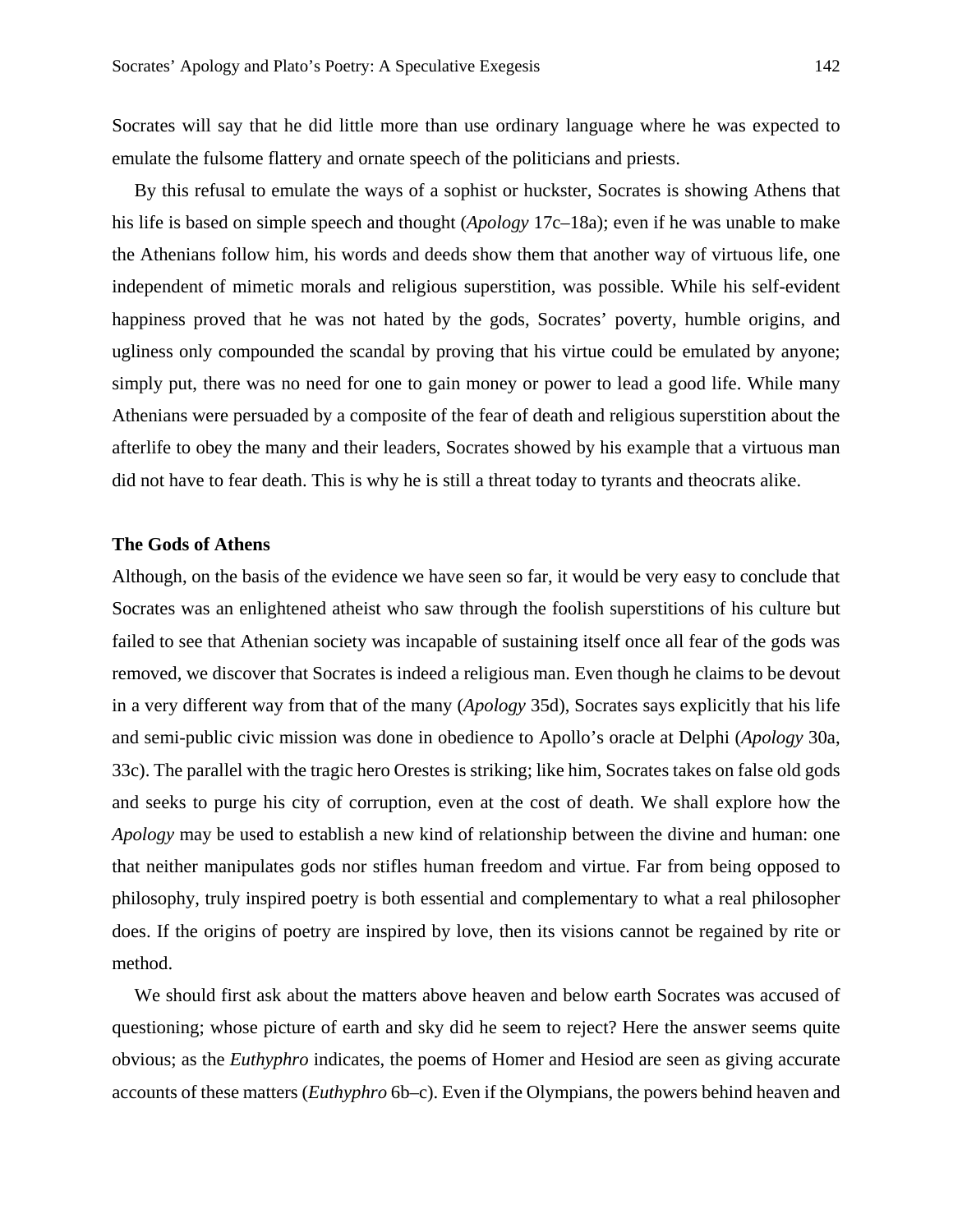Socrates will say that he did little more than use ordinary language where he was expected to emulate the fulsome flattery and ornate speech of the politicians and priests.

By this refusal to emulate the ways of a sophist or huckster, Socrates is showing Athens that his life is based on simple speech and thought (*Apology* 17c–18a); even if he was unable to make the Athenians follow him, his words and deeds show them that another way of virtuous life, one independent of mimetic morals and religious superstition, was possible. While his self-evident happiness proved that he was not hated by the gods, Socrates' poverty, humble origins, and ugliness only compounded the scandal by proving that his virtue could be emulated by anyone; simply put, there was no need for one to gain money or power to lead a good life. While many Athenians were persuaded by a composite of the fear of death and religious superstition about the afterlife to obey the many and their leaders, Socrates showed by his example that a virtuous man did not have to fear death. This is why he is still a threat today to tyrants and theocrats alike.

### The Gods of Athens

Although, on the basis of the evidence we have seen so far, it would be very easy to conclude that Socrates was an enlightened atheist who saw through the foolish superstitions of his culture but failed to see that Athenian society was incapable of sustaining itself once all fear of the gods was removed, we discover that Socrates is indeed a religious man. Even though he claims to be devout in a very different way from that of the many (*Apology* 35d), Socrates says explicitly that his life and semi-public civic mission was done in obedience to Apollo's oracle at Delphi (*Apology* 30a, 33c). The parallel with the tragic hero Orestes is striking; like him, Socrates takes on false old gods and seeks to purge his city of corruption, even at the cost of death. We shall explore how the *Apology* may be used to establish a new kind of relationship between the divine and human: one that neither manipulates gods nor stifles human freedom and virtue. Far from being opposed to philosophy, truly inspired poetry is both essential and complementary to what a real philosopher does. If the origins of poetry are inspired by love, then its visions cannot be regained by rite or method.

We should first ask about the matters above heaven and below earth Socrates was accused of questioning; whose picture of earth and sky did he seem to reject? Here the answer seems quite obvious; as the *Euthyphro* indicates, the poems of Homer and Hesiod are seen as giving accurate accounts of these matters (*Euthyphro* 6b–c). Even if the Olympians, the powers behind heaven and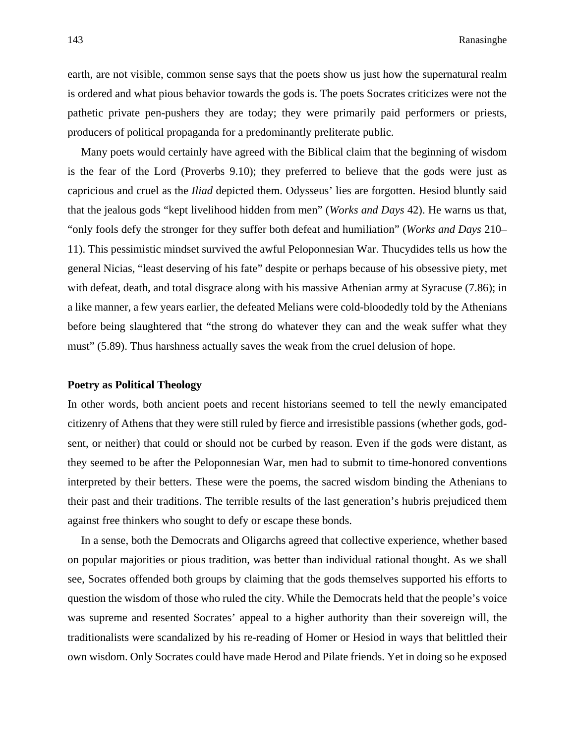earth, are not visible, common sense says that the poets show us just how the supernatural realm is ordered and what pious behavior towards the gods is. The poets Socrates criticizes were not the pathetic private pen-pushers they are today; they were primarily paid performers or priests, producers of political propaganda for a predominantly preliterate public.

Many poets would certainly have agreed with the Biblical claim that the beginning of wisdom is the fear of the Lord (Proverbs 9.10); they preferred to believe that the gods were just as capricious and cruel as the *Iliad* depicted them. Odysseus' lies are forgotten. Hesiod bluntly said that the jealous gods "kept livelihood hidden from men" (*Works and Days* 42). He warns us that, "only fools defy the stronger for they suffer both defeat and humiliation" (*Works and Days* 210–11). This pessimistic mindset survived the awful Peloponnesian War. Thucydides tells us how the general Nicias, "least deserving of his fate" despite or perhaps because of his obsessive piety, met with defeat, death, and total disgrace along with his massive Athenian army at Syracuse (7.86); in a like manner, a few years earlier, the defeated Melians were cold-bloodedly told by the Athenians before being slaughtered that "the strong do whatever they can and the weak suffer what they must" (5.89). Thus harshness actually saves the weak from the cruel delusion of hope.

## Poetry as Political Theology

In other words, both ancient poets and recent historians seemed to tell the newly emancipated citizenry of Athens that they were still ruled by fierce and irresistible passions (whether gods, god-sent, or neither) that could or should not be curbed by reason. Even if the gods were distant, as they seemed to be after the Peloponnesian War, men had to submit to time-honored conventions interpreted by their betters. These were the poems, the sacred wisdom binding the Athenians to their past and their traditions. The terrible results of the last generation's hubris prejudiced them against free thinkers who sought to defy or escape these bonds.

In a sense, both the Democrats and Oligarchs agreed that collective experience, whether based on popular majorities or pious tradition, was better than individual rational thought. As we shall see, Socrates offended both groups by claiming that the gods themselves supported his efforts to question the wisdom of those who ruled the city. While the Democrats held that the people's voice was supreme and resented Socrates' appeal to a higher authority than their sovereign will, the traditionalists were scandalized by his re-reading of Homer or Hesiod in ways that belittled their own wisdom. Only Socrates could have made Herod and Pilate friends. Yet in doing so he exposed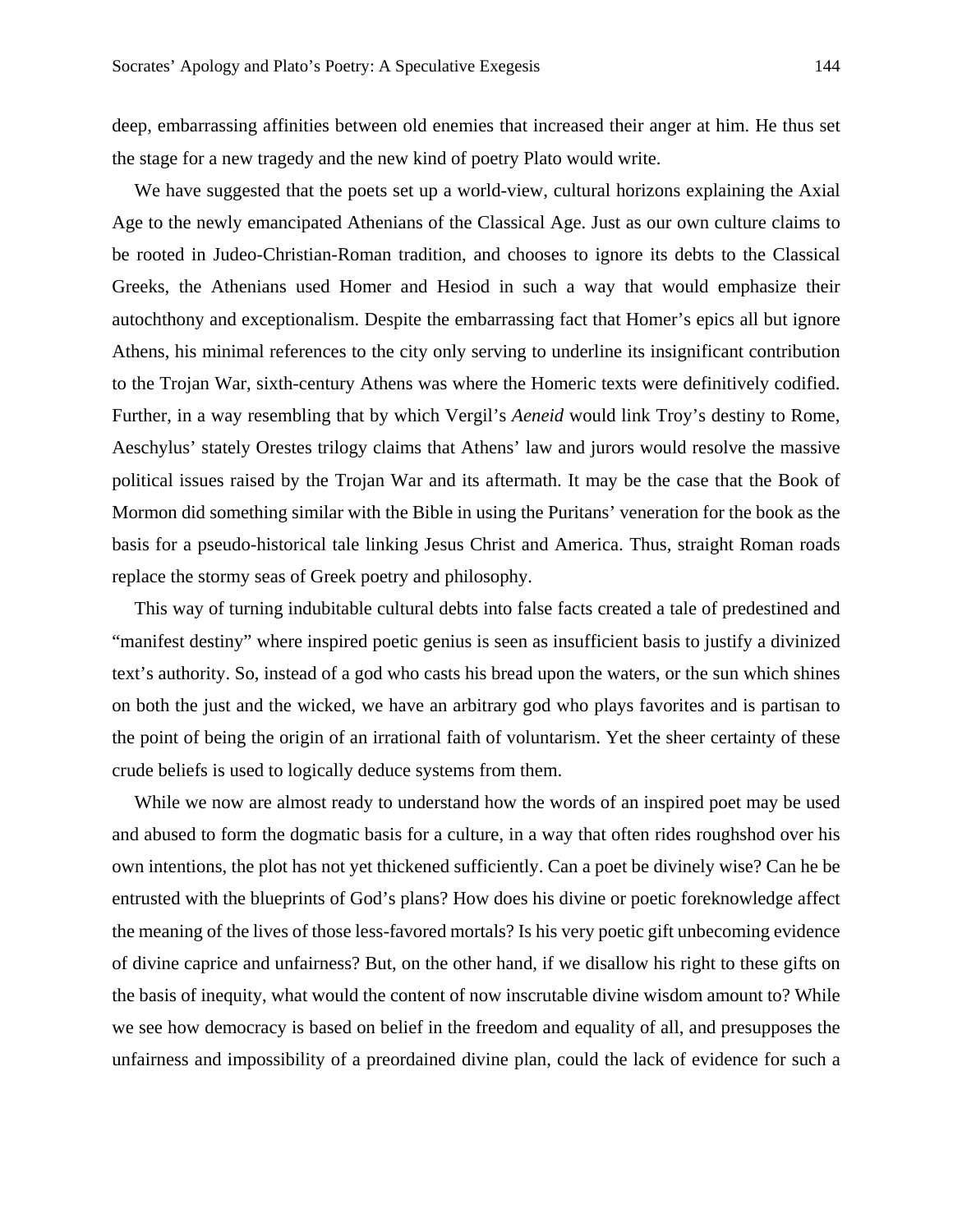deep, embarrassing affinities between old enemies that increased their anger at him. He thus set the stage for a new tragedy and the new kind of poetry Plato would write.

We have suggested that the poets set up a world-view, cultural horizons explaining the Axial Age to the newly emancipated Athenians of the Classical Age. Just as our own culture claims to be rooted in Judeo-Christian-Roman tradition, and chooses to ignore its debts to the Classical Greeks, the Athenians used Homer and Hesiod in such a way that would emphasize their autochthony and exceptionalism. Despite the embarrassing fact that Homer's epics all but ignore Athens, his minimal references to the city only serving to underline its insignificant contribution to the Trojan War, sixth-century Athens was where the Homeric texts were definitively codified. Further, in a way resembling that by which Vergil's *Aeneid* would link Troy's destiny to Rome, Aeschylus' stately Orestes trilogy claims that Athens' law and jurors would resolve the massive political issues raised by the Trojan War and its aftermath. It may be the case that the Book of Mormon did something similar with the Bible in using the Puritans' veneration for the book as the basis for a pseudo-historical tale linking Jesus Christ and America. Thus, straight Roman roads replace the stormy seas of Greek poetry and philosophy.

This way of turning indubitable cultural debts into false facts created a tale of predestined and "manifest destiny" where inspired poetic genius is seen as insufficient basis to justify a divinized text's authority. So, instead of a god who casts his bread upon the waters, or the sun which shines on both the just and the wicked, we have an arbitrary god who plays favorites and is partisan to the point of being the origin of an irrational faith of voluntarism. Yet the sheer certainty of these crude beliefs is used to logically deduce systems from them.

While we now are almost ready to understand how the words of an inspired poet may be used and abused to form the dogmatic basis for a culture, in a way that often rides roughshod over his own intentions, the plot has not yet thickened sufficiently. Can a poet be divinely wise? Can he be entrusted with the blueprints of God's plans? How does his divine or poetic foreknowledge affect the meaning of the lives of those less-favored mortals? Is his very poetic gift unbecoming evidence of divine caprice and unfairness? But, on the other hand, if we disallow his right to these gifts on the basis of inequity, what would the content of now inscrutable divine wisdom amount to? While we see how democracy is based on belief in the freedom and equality of all, and presupposes the unfairness and impossibility of a preordained divine plan, could the lack of evidence for such a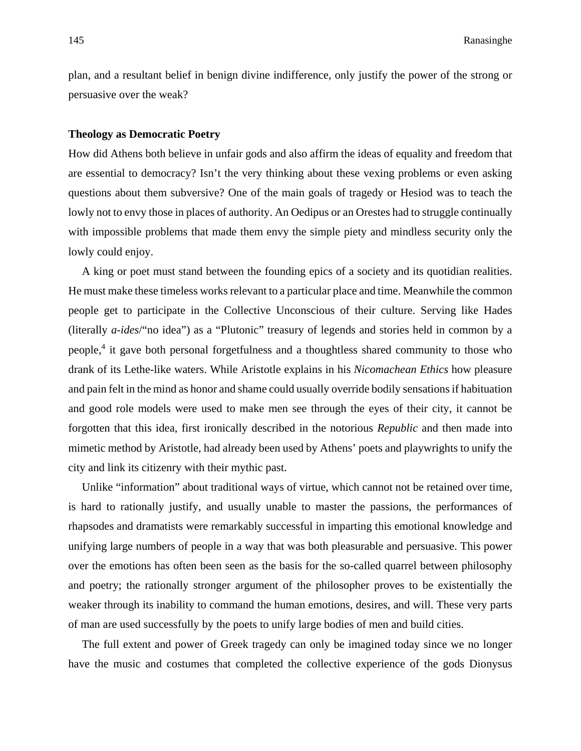plan, and a resultant belief in benign divine indifference, only justify the power of the strong or persuasive over the weak?

## Theology as Democratic Poetry

How did Athens both believe in unfair gods and also affirm the ideas of equality and freedom that are essential to democracy? Isn't the very thinking about these vexing problems or even asking questions about them subversive? One of the main goals of tragedy or Hesiod was to teach the lowly not to envy those in places of authority. An Oedipus or an Orestes had to struggle continually with impossible problems that made them envy the simple piety and mindless security only the lowly could enjoy.

A king or poet must stand between the founding epics of a society and its quotidian realities. He must make these timeless works relevant to a particular place and time. Meanwhile the common people get to participate in the Collective Unconscious of their culture. Serving like Hades (literally *a-ides*/"no idea") as a "Plutonic" treasury of legends and stories held in common by a people,[4] it gave both personal forgetfulness and a thoughtless shared community to those who drank of its Lethe-like waters. While Aristotle explains in his *Nicomachean Ethics* how pleasure and pain felt in the mind as honor and shame could usually override bodily sensations if habituation and good role models were used to make men see through the eyes of their city, it cannot be forgotten that this idea, first ironically described in the notorious *Republic* and then made into mimetic method by Aristotle, had already been used by Athens' poets and playwrights to unify the city and link its citizenry with their mythic past.

Unlike "information" about traditional ways of virtue, which cannot not be retained over time, is hard to rationally justify, and usually unable to master the passions, the performances of rhapsodes and dramatists were remarkably successful in imparting this emotional knowledge and unifying large numbers of people in a way that was both pleasurable and persuasive. This power over the emotions has often been seen as the basis for the so-called quarrel between philosophy and poetry; the rationally stronger argument of the philosopher proves to be existentially the weaker through its inability to command the human emotions, desires, and will. These very parts of man are used successfully by the poets to unify large bodies of men and build cities.

The full extent and power of Greek tragedy can only be imagined today since we no longer have the music and costumes that completed the collective experience of the gods Dionysus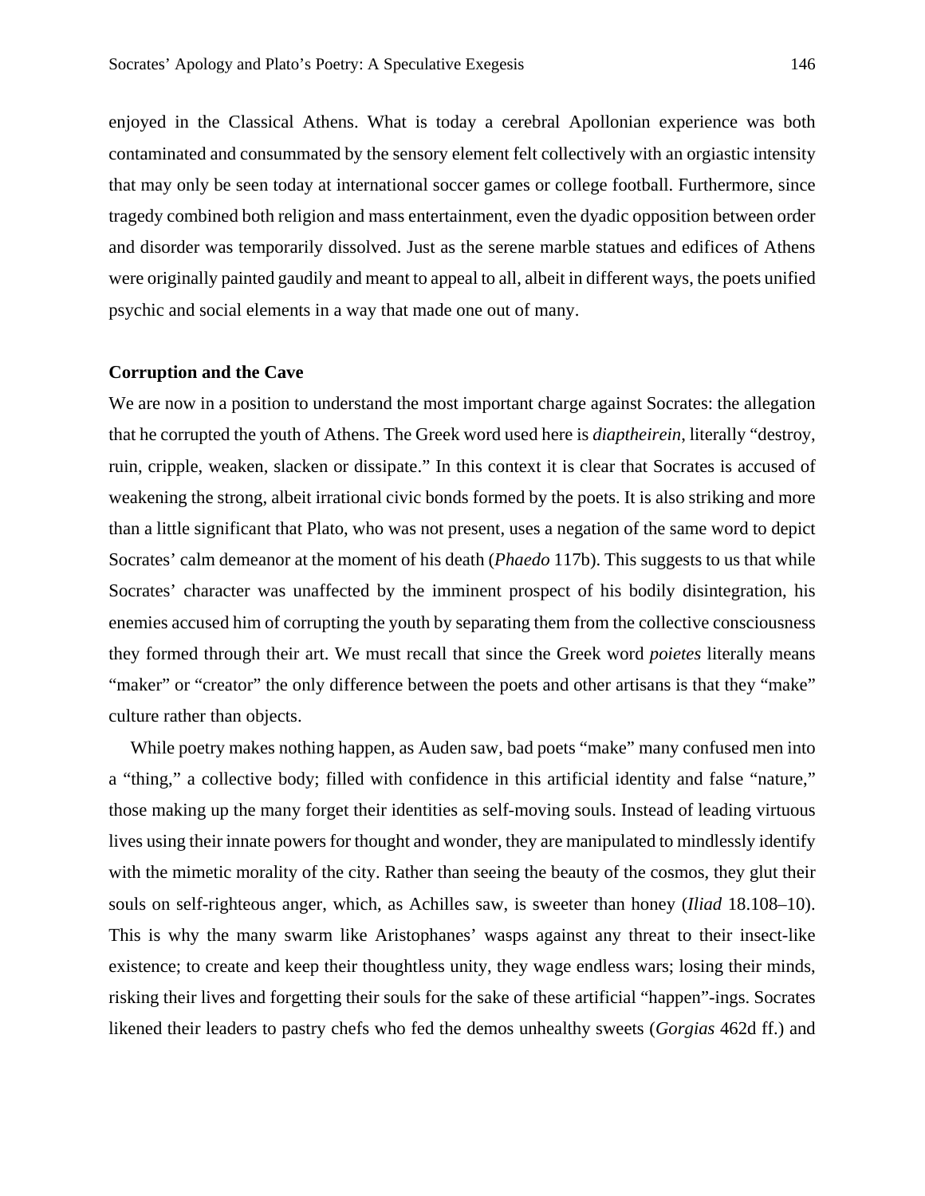enjoyed in the Classical Athens. What is today a cerebral Apollonian experience was both contaminated and consummated by the sensory element felt collectively with an orgiastic intensity that may only be seen today at international soccer games or college football. Furthermore, since tragedy combined both religion and mass entertainment, even the dyadic opposition between order and disorder was temporarily dissolved. Just as the serene marble statues and edifices of Athens were originally painted gaudily and meant to appeal to all, albeit in different ways, the poets unified psychic and social elements in a way that made one out of many.

**Corruption and the Cave**

We are now in a position to understand the most important charge against Socrates: the allegation that he corrupted the youth of Athens. The Greek word used here is *diaptheirein*, literally "destroy, ruin, cripple, weaken, slacken or dissipate." In this context it is clear that Socrates is accused of weakening the strong, albeit irrational civic bonds formed by the poets. It is also striking and more than a little significant that Plato, who was not present, uses a negation of the same word to depict Socrates' calm demeanor at the moment of his death (*Phaedo* 117b). This suggests to us that while Socrates' character was unaffected by the imminent prospect of his bodily disintegration, his enemies accused him of corrupting the youth by separating them from the collective consciousness they formed through their art. We must recall that since the Greek word *poietes* literally means "maker" or "creator" the only difference between the poets and other artisans is that they "make" culture rather than objects.

While poetry makes nothing happen, as Auden saw, bad poets "make" many confused men into a "thing," a collective body; filled with confidence in this artificial identity and false "nature," those making up the many forget their identities as self-moving souls. Instead of leading virtuous lives using their innate powers for thought and wonder, they are manipulated to mindlessly identify with the mimetic morality of the city. Rather than seeing the beauty of the cosmos, they glut their souls on self-righteous anger, which, as Achilles saw, is sweeter than honey (*Iliad* 18.108–10). This is why the many swarm like Aristophanes' wasps against any threat to their insect-like existence; to create and keep their thoughtless unity, they wage endless wars; losing their minds, risking their lives and forgetting their souls for the sake of these artificial "happen"-ings. Socrates likened their leaders to pastry chefs who fed the demos unhealthy sweets (*Gorgias* 462d ff.) and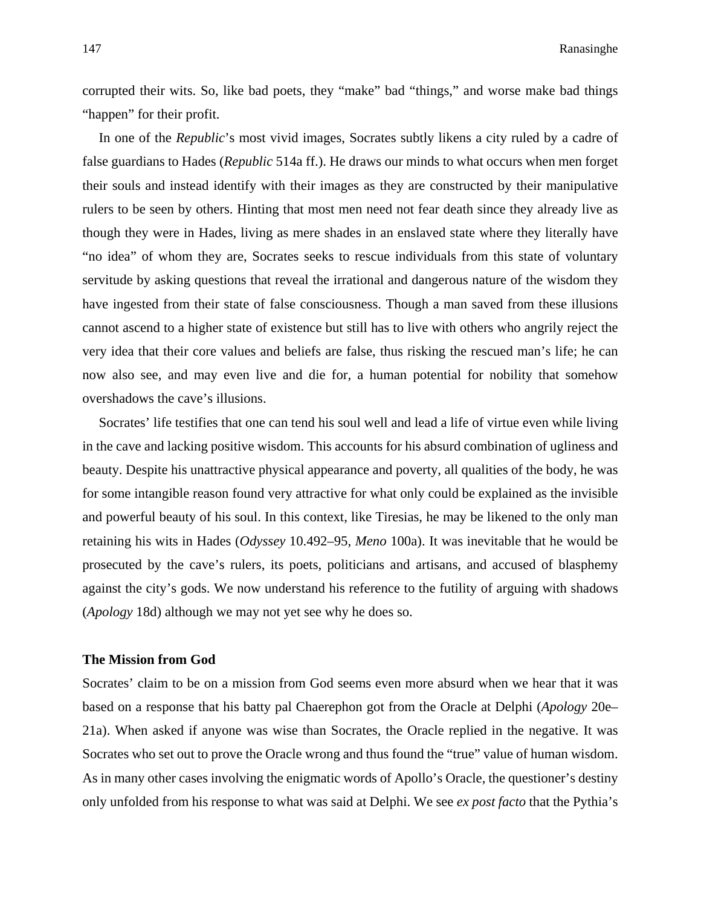corrupted their wits. So, like bad poets, they "make" bad "things," and worse make bad things "happen" for their profit.

In one of the *Republic*'s most vivid images, Socrates subtly likens a city ruled by a cadre of false guardians to Hades (*Republic* 514a ff.). He draws our minds to what occurs when men forget their souls and instead identify with their images as they are constructed by their manipulative rulers to be seen by others. Hinting that most men need not fear death since they already live as though they were in Hades, living as mere shades in an enslaved state where they literally have "no idea" of whom they are, Socrates seeks to rescue individuals from this state of voluntary servitude by asking questions that reveal the irrational and dangerous nature of the wisdom they have ingested from their state of false consciousness. Though a man saved from these illusions cannot ascend to a higher state of existence but still has to live with others who angrily reject the very idea that their core values and beliefs are false, thus risking the rescued man's life; he can now also see, and may even live and die for, a human potential for nobility that somehow overshadows the cave's illusions.

Socrates' life testifies that one can tend his soul well and lead a life of virtue even while living in the cave and lacking positive wisdom. This accounts for his absurd combination of ugliness and beauty. Despite his unattractive physical appearance and poverty, all qualities of the body, he was for some intangible reason found very attractive for what only could be explained as the invisible and powerful beauty of his soul. In this context, like Tiresias, he may be likened to the only man retaining his wits in Hades (*Odyssey* 10.492–95, *Meno* 100a). It was inevitable that he would be prosecuted by the cave's rulers, its poets, politicians and artisans, and accused of blasphemy against the city's gods. We now understand his reference to the futility of arguing with shadows (*Apology* 18d) although we may not yet see why he does so.

## The Mission from God

Socrates' claim to be on a mission from God seems even more absurd when we hear that it was based on a response that his batty pal Chaerephon got from the Oracle at Delphi (*Apology* 20e–21a). When asked if anyone was wise than Socrates, the Oracle replied in the negative. It was Socrates who set out to prove the Oracle wrong and thus found the "true" value of human wisdom. As in many other cases involving the enigmatic words of Apollo's Oracle, the questioner's destiny only unfolded from his response to what was said at Delphi. We see *ex post facto* that the Pythia's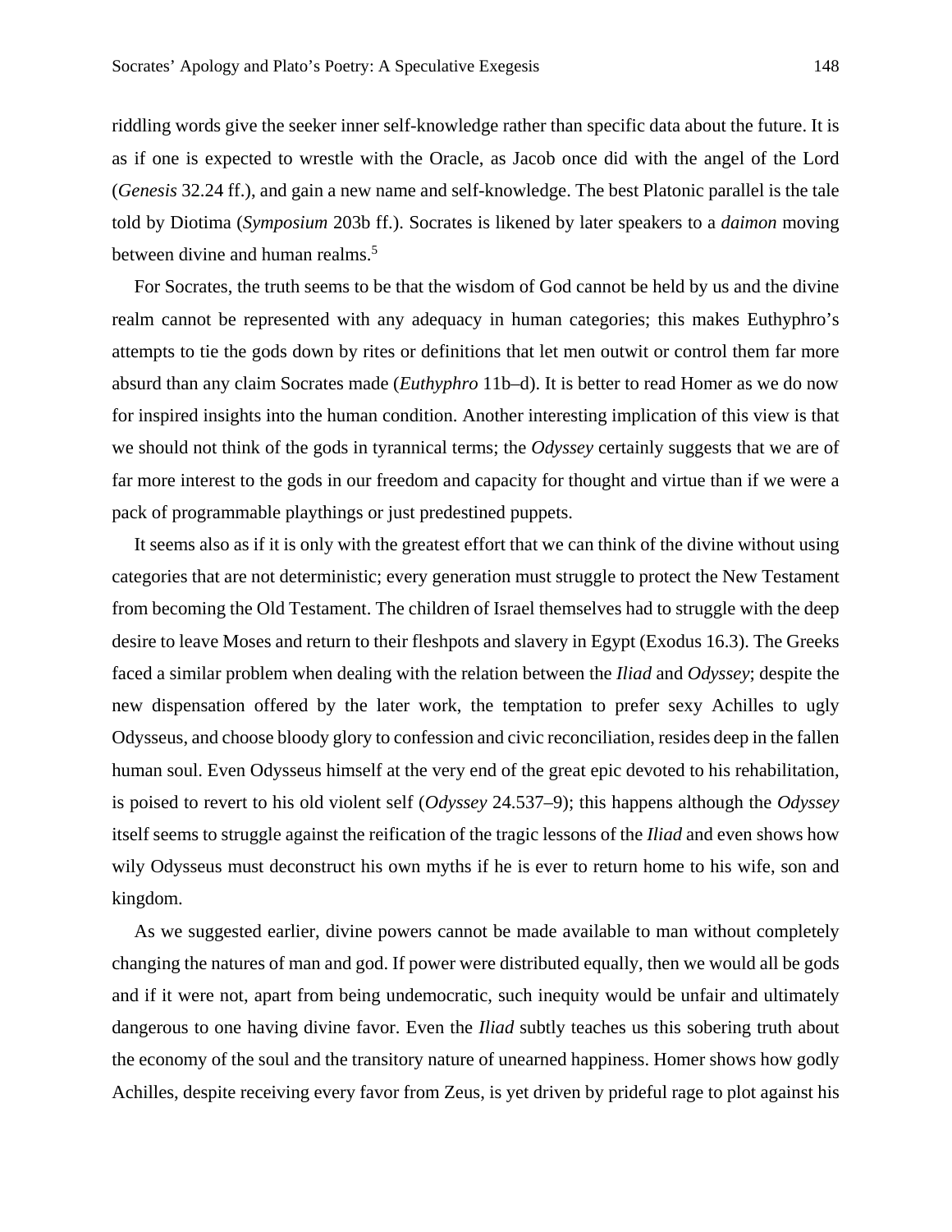riddling words give the seeker inner self-knowledge rather than specific data about the future. It is as if one is expected to wrestle with the Oracle, as Jacob once did with the angel of the Lord (*Genesis* 32.24 ff.), and gain a new name and self-knowledge. The best Platonic parallel is the tale told by Diotima (*Symposium* 203b ff.). Socrates is likened by later speakers to a *daimon* moving between divine and human realms.[5]

For Socrates, the truth seems to be that the wisdom of God cannot be held by us and the divine realm cannot be represented with any adequacy in human categories; this makes Euthyphro's attempts to tie the gods down by rites or definitions that let men outwit or control them far more absurd than any claim Socrates made (*Euthyphro* 11b–d). It is better to read Homer as we do now for inspired insights into the human condition. Another interesting implication of this view is that we should not think of the gods in tyrannical terms; the *Odyssey* certainly suggests that we are of far more interest to the gods in our freedom and capacity for thought and virtue than if we were a pack of programmable playthings or just predestined puppets.

It seems also as if it is only with the greatest effort that we can think of the divine without using categories that are not deterministic; every generation must struggle to protect the New Testament from becoming the Old Testament. The children of Israel themselves had to struggle with the deep desire to leave Moses and return to their fleshpots and slavery in Egypt (Exodus 16.3). The Greeks faced a similar problem when dealing with the relation between the *Iliad* and *Odyssey*; despite the new dispensation offered by the later work, the temptation to prefer sexy Achilles to ugly Odysseus, and choose bloody glory to confession and civic reconciliation, resides deep in the fallen human soul. Even Odysseus himself at the very end of the great epic devoted to his rehabilitation, is poised to revert to his old violent self (*Odyssey* 24.537–9); this happens although the *Odyssey* itself seems to struggle against the reification of the tragic lessons of the *Iliad* and even shows how wily Odysseus must deconstruct his own myths if he is ever to return home to his wife, son and kingdom.

As we suggested earlier, divine powers cannot be made available to man without completely changing the natures of man and god. If power were distributed equally, then we would all be gods and if it were not, apart from being undemocratic, such inequity would be unfair and ultimately dangerous to one having divine favor. Even the *Iliad* subtly teaches us this sobering truth about the economy of the soul and the transitory nature of unearned happiness. Homer shows how godly Achilles, despite receiving every favor from Zeus, is yet driven by prideful rage to plot against his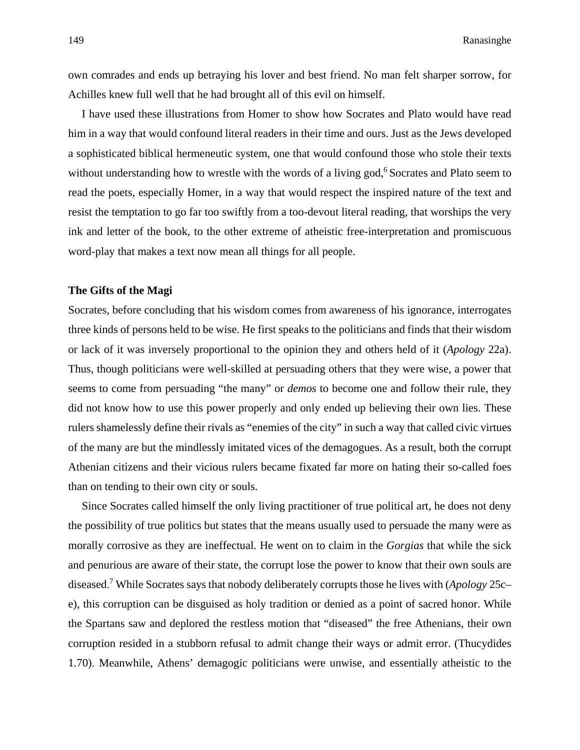own comrades and ends up betraying his lover and best friend. No man felt sharper sorrow, for Achilles knew full well that he had brought all of this evil on himself.

I have used these illustrations from Homer to show how Socrates and Plato would have read him in a way that would confound literal readers in their time and ours. Just as the Jews developed a sophisticated biblical hermeneutic system, one that would confound those who stole their texts without understanding how to wrestle with the words of a living god,[6] Socrates and Plato seem to read the poets, especially Homer, in a way that would respect the inspired nature of the text and resist the temptation to go far too swiftly from a too-devout literal reading, that worships the very ink and letter of the book, to the other extreme of atheistic free-interpretation and promiscuous word-play that makes a text now mean all things for all people.

### The Gifts of the Magi

Socrates, before concluding that his wisdom comes from awareness of his ignorance, interrogates three kinds of persons held to be wise. He first speaks to the politicians and finds that their wisdom or lack of it was inversely proportional to the opinion they and others held of it (*Apology* 22a). Thus, though politicians were well-skilled at persuading others that they were wise, a power that seems to come from persuading "the many" or *demos* to become one and follow their rule, they did not know how to use this power properly and only ended up believing their own lies. These rulers shamelessly define their rivals as "enemies of the city" in such a way that called civic virtues of the many are but the mindlessly imitated vices of the demagogues. As a result, both the corrupt Athenian citizens and their vicious rulers became fixated far more on hating their so-called foes than on tending to their own city or souls.

Since Socrates called himself the only living practitioner of true political art, he does not deny the possibility of true politics but states that the means usually used to persuade the many were as morally corrosive as they are ineffectual. He went on to claim in the *Gorgias* that while the sick and penurious are aware of their state, the corrupt lose the power to know that their own souls are diseased.[7] While Socrates says that nobody deliberately corrupts those he lives with (*Apology* 25c–e), this corruption can be disguised as holy tradition or denied as a point of sacred honor. While the Spartans saw and deplored the restless motion that "diseased" the free Athenians, their own corruption resided in a stubborn refusal to admit change their ways or admit error. (Thucydides 1.70). Meanwhile, Athens' demagogic politicians were unwise, and essentially atheistic to the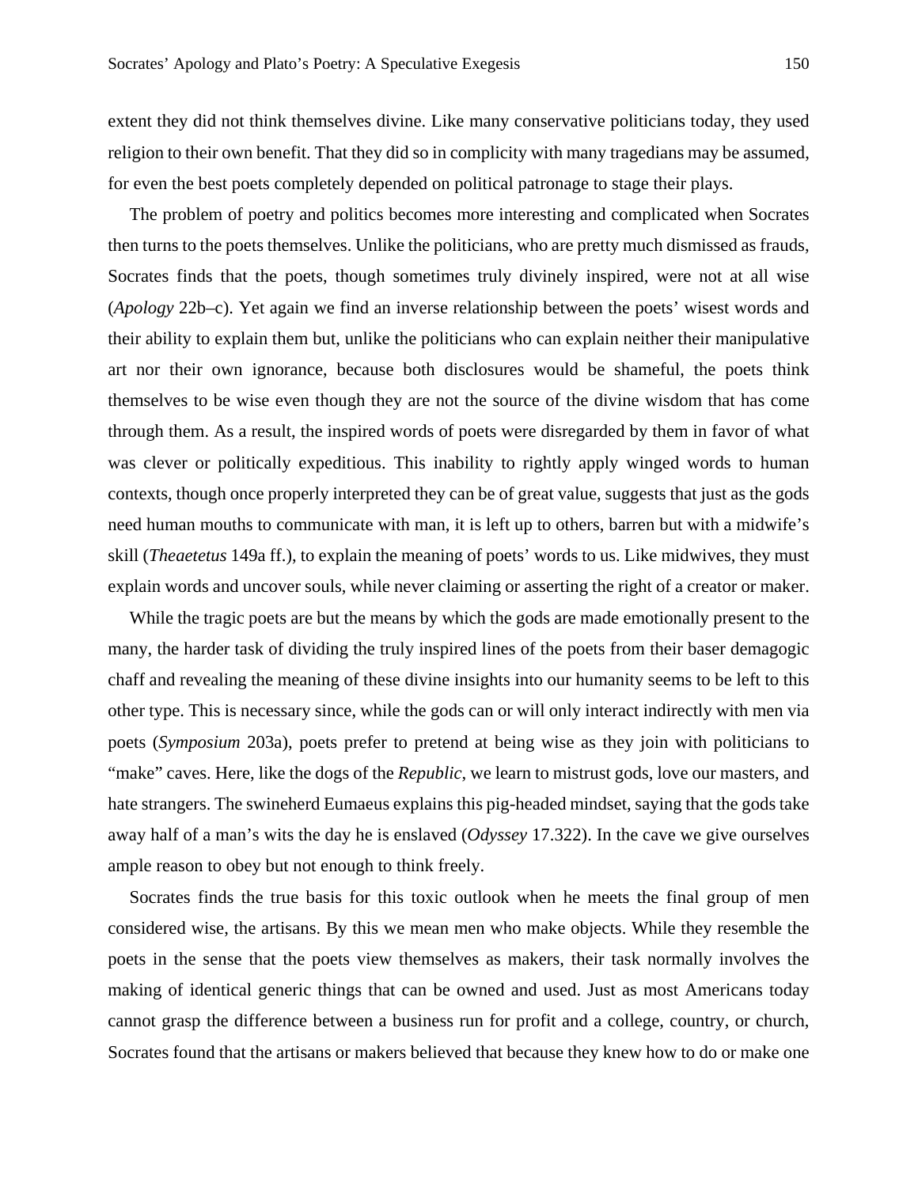extent they did not think themselves divine. Like many conservative politicians today, they used religion to their own benefit. That they did so in complicity with many tragedians may be assumed, for even the best poets completely depended on political patronage to stage their plays.

The problem of poetry and politics becomes more interesting and complicated when Socrates then turns to the poets themselves. Unlike the politicians, who are pretty much dismissed as frauds, Socrates finds that the poets, though sometimes truly divinely inspired, were not at all wise (*Apology* 22b–c). Yet again we find an inverse relationship between the poets' wisest words and their ability to explain them but, unlike the politicians who can explain neither their manipulative art nor their own ignorance, because both disclosures would be shameful, the poets think themselves to be wise even though they are not the source of the divine wisdom that has come through them. As a result, the inspired words of poets were disregarded by them in favor of what was clever or politically expeditious. This inability to rightly apply winged words to human contexts, though once properly interpreted they can be of great value, suggests that just as the gods need human mouths to communicate with man, it is left up to others, barren but with a midwife's skill (*Theaetetus* 149a ff.), to explain the meaning of poets' words to us. Like midwives, they must explain words and uncover souls, while never claiming or asserting the right of a creator or maker.

While the tragic poets are but the means by which the gods are made emotionally present to the many, the harder task of dividing the truly inspired lines of the poets from their baser demagogic chaff and revealing the meaning of these divine insights into our humanity seems to be left to this other type. This is necessary since, while the gods can or will only interact indirectly with men via poets (*Symposium* 203a), poets prefer to pretend at being wise as they join with politicians to "make" caves. Here, like the dogs of the *Republic*, we learn to mistrust gods, love our masters, and hate strangers. The swineherd Eumaeus explains this pig-headed mindset, saying that the gods take away half of a man's wits the day he is enslaved (*Odyssey* 17.322). In the cave we give ourselves ample reason to obey but not enough to think freely.

Socrates finds the true basis for this toxic outlook when he meets the final group of men considered wise, the artisans. By this we mean men who make objects. While they resemble the poets in the sense that the poets view themselves as makers, their task normally involves the making of identical generic things that can be owned and used. Just as most Americans today cannot grasp the difference between a business run for profit and a college, country, or church, Socrates found that the artisans or makers believed that because they knew how to do or make one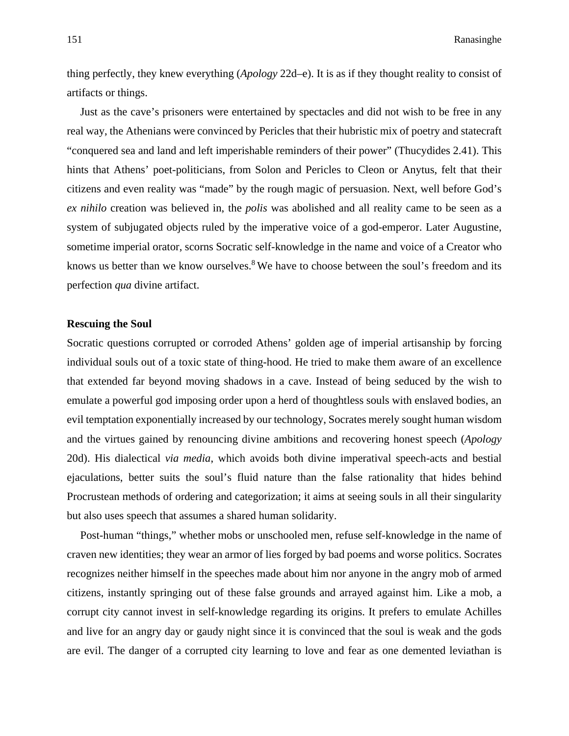thing perfectly, they knew everything (*Apology* 22d–e). It is as if they thought reality to consist of artifacts or things.

Just as the cave's prisoners were entertained by spectacles and did not wish to be free in any real way, the Athenians were convinced by Pericles that their hubristic mix of poetry and statecraft "conquered sea and land and left imperishable reminders of their power" (Thucydides 2.41). This hints that Athens' poet-politicians, from Solon and Pericles to Cleon or Anytus, felt that their citizens and even reality was "made" by the rough magic of persuasion. Next, well before God's *ex nihilo* creation was believed in, the *polis* was abolished and all reality came to be seen as a system of subjugated objects ruled by the imperative voice of a god-emperor. Later Augustine, sometime imperial orator, scorns Socratic self-knowledge in the name and voice of a Creator who knows us better than we know ourselves.[8] We have to choose between the soul's freedom and its perfection *qua* divine artifact.

**Rescuing the Soul**

Socratic questions corrupted or corroded Athens' golden age of imperial artisanship by forcing individual souls out of a toxic state of thing-hood. He tried to make them aware of an excellence that extended far beyond moving shadows in a cave. Instead of being seduced by the wish to emulate a powerful god imposing order upon a herd of thoughtless souls with enslaved bodies, an evil temptation exponentially increased by our technology, Socrates merely sought human wisdom and the virtues gained by renouncing divine ambitions and recovering honest speech (*Apology* 20d). His dialectical *via media*, which avoids both divine imperatival speech-acts and bestial ejaculations, better suits the soul's fluid nature than the false rationality that hides behind Procrustean methods of ordering and categorization; it aims at seeing souls in all their singularity but also uses speech that assumes a shared human solidarity.

Post-human "things," whether mobs or unschooled men, refuse self-knowledge in the name of craven new identities; they wear an armor of lies forged by bad poems and worse politics. Socrates recognizes neither himself in the speeches made about him nor anyone in the angry mob of armed citizens, instantly springing out of these false grounds and arrayed against him. Like a mob, a corrupt city cannot invest in self-knowledge regarding its origins. It prefers to emulate Achilles and live for an angry day or gaudy night since it is convinced that the soul is weak and the gods are evil. The danger of a corrupted city learning to love and fear as one demented leviathan is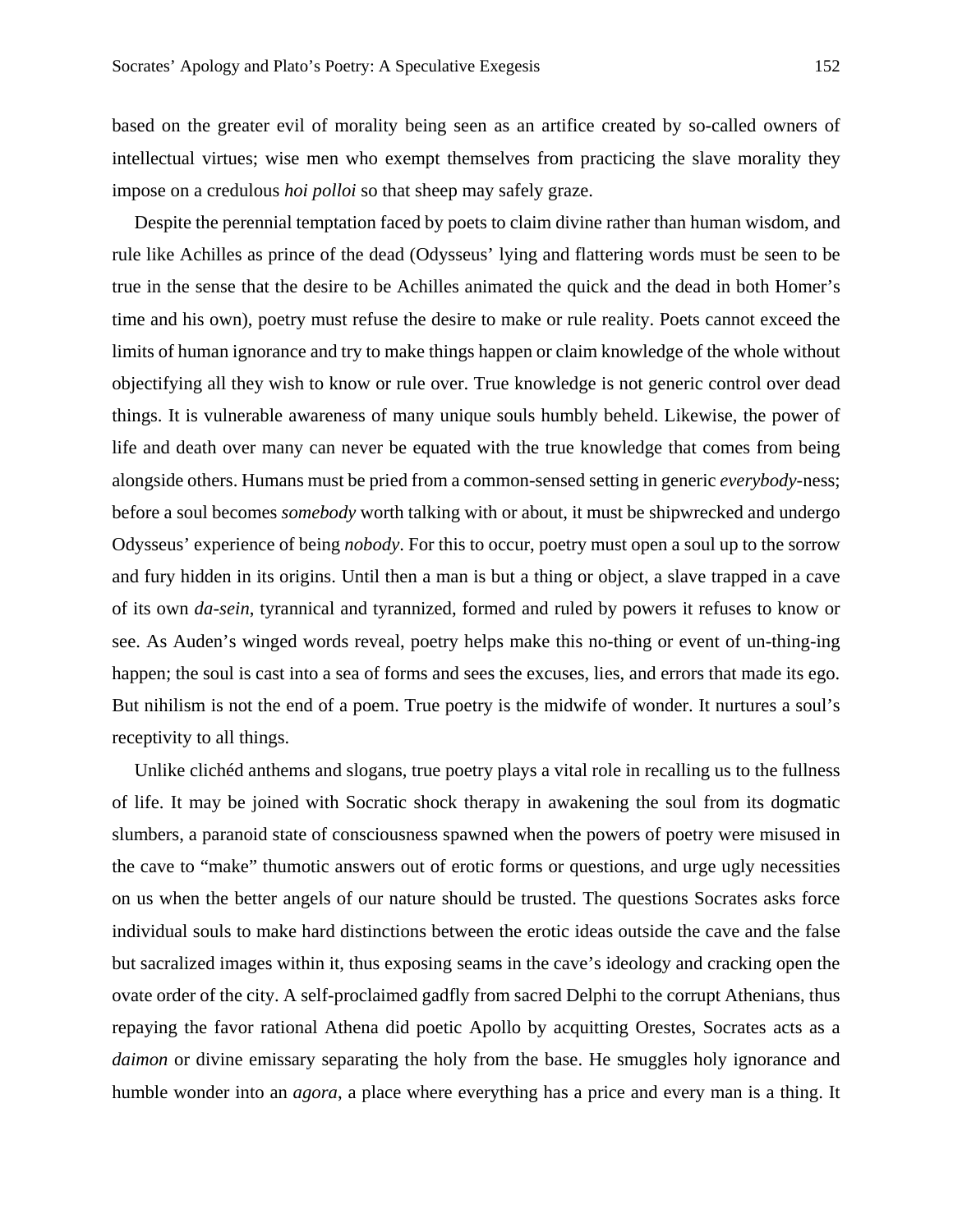based on the greater evil of morality being seen as an artifice created by so-called owners of intellectual virtues; wise men who exempt themselves from practicing the slave morality they impose on a credulous *hoi polloi* so that sheep may safely graze.

Despite the perennial temptation faced by poets to claim divine rather than human wisdom, and rule like Achilles as prince of the dead (Odysseus' lying and flattering words must be seen to be true in the sense that the desire to be Achilles animated the quick and the dead in both Homer's time and his own), poetry must refuse the desire to make or rule reality. Poets cannot exceed the limits of human ignorance and try to make things happen or claim knowledge of the whole without objectifying all they wish to know or rule over. True knowledge is not generic control over dead things. It is vulnerable awareness of many unique souls humbly beheld. Likewise, the power of life and death over many can never be equated with the true knowledge that comes from being alongside others. Humans must be pried from a common-sensed setting in generic *everybody*-ness; before a soul becomes *somebody* worth talking with or about, it must be shipwrecked and undergo Odysseus' experience of being *nobody*. For this to occur, poetry must open a soul up to the sorrow and fury hidden in its origins. Until then a man is but a thing or object, a slave trapped in a cave of its own *da-sein*, tyrannical and tyrannized, formed and ruled by powers it refuses to know or see. As Auden's winged words reveal, poetry helps make this no-thing or event of un-thing-ing happen; the soul is cast into a sea of forms and sees the excuses, lies, and errors that made its ego. But nihilism is not the end of a poem. True poetry is the midwife of wonder. It nurtures a soul's receptivity to all things.

Unlike clichéd anthems and slogans, true poetry plays a vital role in recalling us to the fullness of life. It may be joined with Socratic shock therapy in awakening the soul from its dogmatic slumbers, a paranoid state of consciousness spawned when the powers of poetry were misused in the cave to "make" thumotic answers out of erotic forms or questions, and urge ugly necessities on us when the better angels of our nature should be trusted. The questions Socrates asks force individual souls to make hard distinctions between the erotic ideas outside the cave and the false but sacralized images within it, thus exposing seams in the cave's ideology and cracking open the ovate order of the city. A self-proclaimed gadfly from sacred Delphi to the corrupt Athenians, thus repaying the favor rational Athena did poetic Apollo by acquitting Orestes, Socrates acts as a *daimon* or divine emissary separating the holy from the base. He smuggles holy ignorance and humble wonder into an *agora*, a place where everything has a price and every man is a thing. It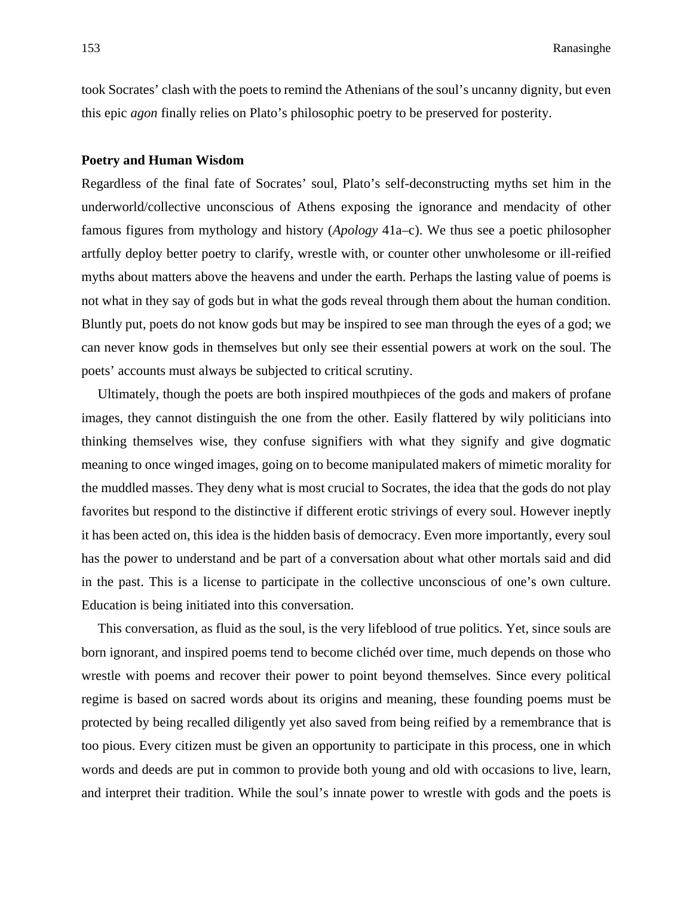took Socrates' clash with the poets to remind the Athenians of the soul's uncanny dignity, but even this epic *agon* finally relies on Plato's philosophic poetry to be preserved for posterity.

### Poetry and Human Wisdom

Regardless of the final fate of Socrates' soul, Plato's self-deconstructing myths set him in the underworld/collective unconscious of Athens exposing the ignorance and mendacity of other famous figures from mythology and history (*Apology* 41a–c). We thus see a poetic philosopher artfully deploy better poetry to clarify, wrestle with, or counter other unwholesome or ill-reified myths about matters above the heavens and under the earth. Perhaps the lasting value of poems is not what in they say of gods but in what the gods reveal through them about the human condition. Bluntly put, poets do not know gods but may be inspired to see man through the eyes of a god; we can never know gods in themselves but only see their essential powers at work on the soul. The poets' accounts must always be subjected to critical scrutiny.

Ultimately, though the poets are both inspired mouthpieces of the gods and makers of profane images, they cannot distinguish the one from the other. Easily flattered by wily politicians into thinking themselves wise, they confuse signifiers with what they signify and give dogmatic meaning to once winged images, going on to become manipulated makers of mimetic morality for the muddled masses. They deny what is most crucial to Socrates, the idea that the gods do not play favorites but respond to the distinctive if different erotic strivings of every soul. However ineptly it has been acted on, this idea is the hidden basis of democracy. Even more importantly, every soul has the power to understand and be part of a conversation about what other mortals said and did in the past. This is a license to participate in the collective unconscious of one's own culture. Education is being initiated into this conversation.

This conversation, as fluid as the soul, is the very lifeblood of true politics. Yet, since souls are born ignorant, and inspired poems tend to become clichéd over time, much depends on those who wrestle with poems and recover their power to point beyond themselves. Since every political regime is based on sacred words about its origins and meaning, these founding poems must be protected by being recalled diligently yet also saved from being reified by a remembrance that is too pious. Every citizen must be given an opportunity to participate in this process, one in which words and deeds are put in common to provide both young and old with occasions to live, learn, and interpret their tradition. While the soul's innate power to wrestle with gods and the poets is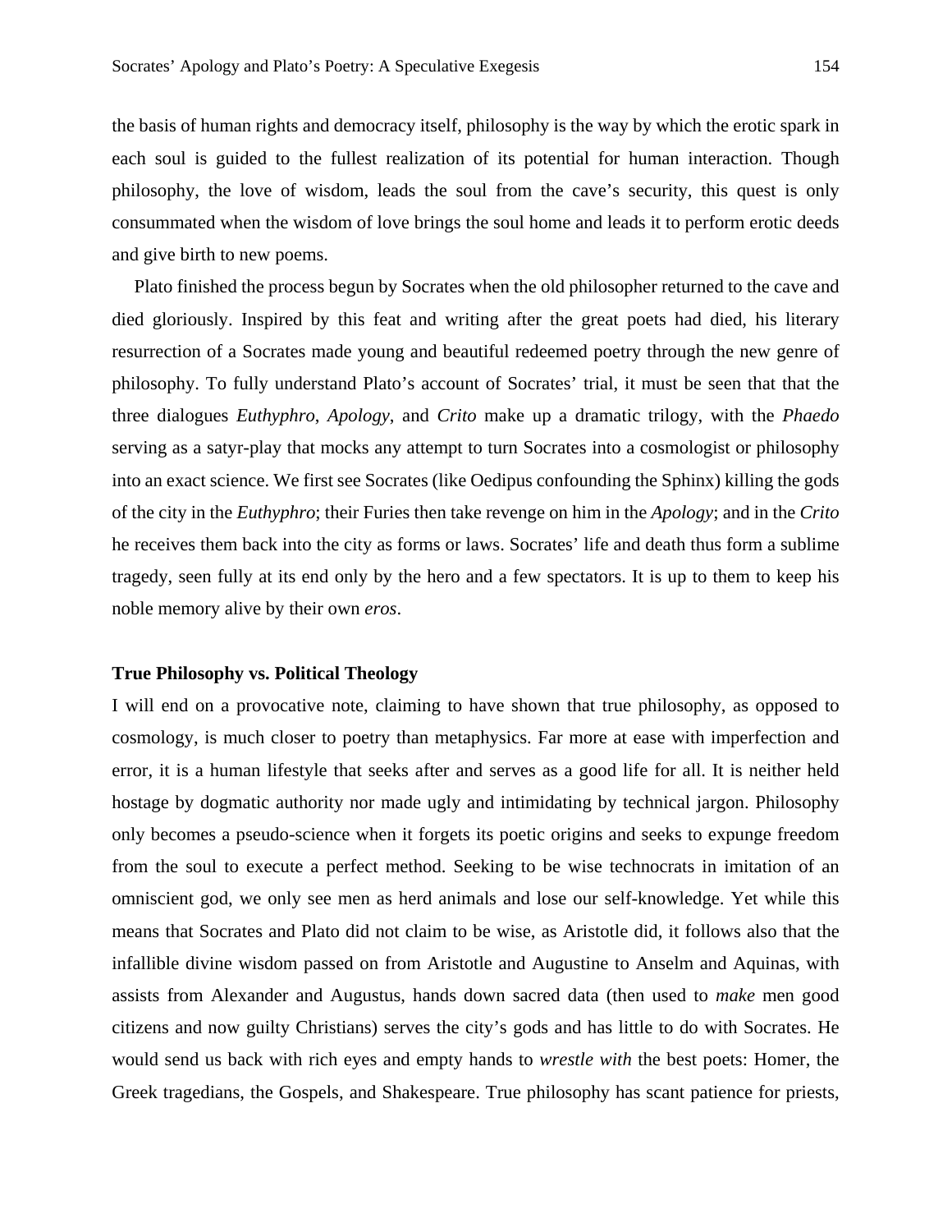the basis of human rights and democracy itself, philosophy is the way by which the erotic spark in each soul is guided to the fullest realization of its potential for human interaction. Though philosophy, the love of wisdom, leads the soul from the cave's security, this quest is only consummated when the wisdom of love brings the soul home and leads it to perform erotic deeds and give birth to new poems.

Plato finished the process begun by Socrates when the old philosopher returned to the cave and died gloriously. Inspired by this feat and writing after the great poets had died, his literary resurrection of a Socrates made young and beautiful redeemed poetry through the new genre of philosophy. To fully understand Plato's account of Socrates' trial, it must be seen that that the three dialogues *Euthyphro*, *Apology*, and *Crito* make up a dramatic trilogy, with the *Phaedo* serving as a satyr-play that mocks any attempt to turn Socrates into a cosmologist or philosophy into an exact science. We first see Socrates (like Oedipus confounding the Sphinx) killing the gods of the city in the *Euthyphro*; their Furies then take revenge on him in the *Apology*; and in the *Crito* he receives them back into the city as forms or laws. Socrates' life and death thus form a sublime tragedy, seen fully at its end only by the hero and a few spectators. It is up to them to keep his noble memory alive by their own *eros*.

## True Philosophy vs. Political Theology

I will end on a provocative note, claiming to have shown that true philosophy, as opposed to cosmology, is much closer to poetry than metaphysics. Far more at ease with imperfection and error, it is a human lifestyle that seeks after and serves as a good life for all. It is neither held hostage by dogmatic authority nor made ugly and intimidating by technical jargon. Philosophy only becomes a pseudo-science when it forgets its poetic origins and seeks to expunge freedom from the soul to execute a perfect method. Seeking to be wise technocrats in imitation of an omniscient god, we only see men as herd animals and lose our self-knowledge. Yet while this means that Socrates and Plato did not claim to be wise, as Aristotle did, it follows also that the infallible divine wisdom passed on from Aristotle and Augustine to Anselm and Aquinas, with assists from Alexander and Augustus, hands down sacred data (then used to *make* men good citizens and now guilty Christians) serves the city's gods and has little to do with Socrates. He would send us back with rich eyes and empty hands to *wrestle with* the best poets: Homer, the Greek tragedians, the Gospels, and Shakespeare. True philosophy has scant patience for priests,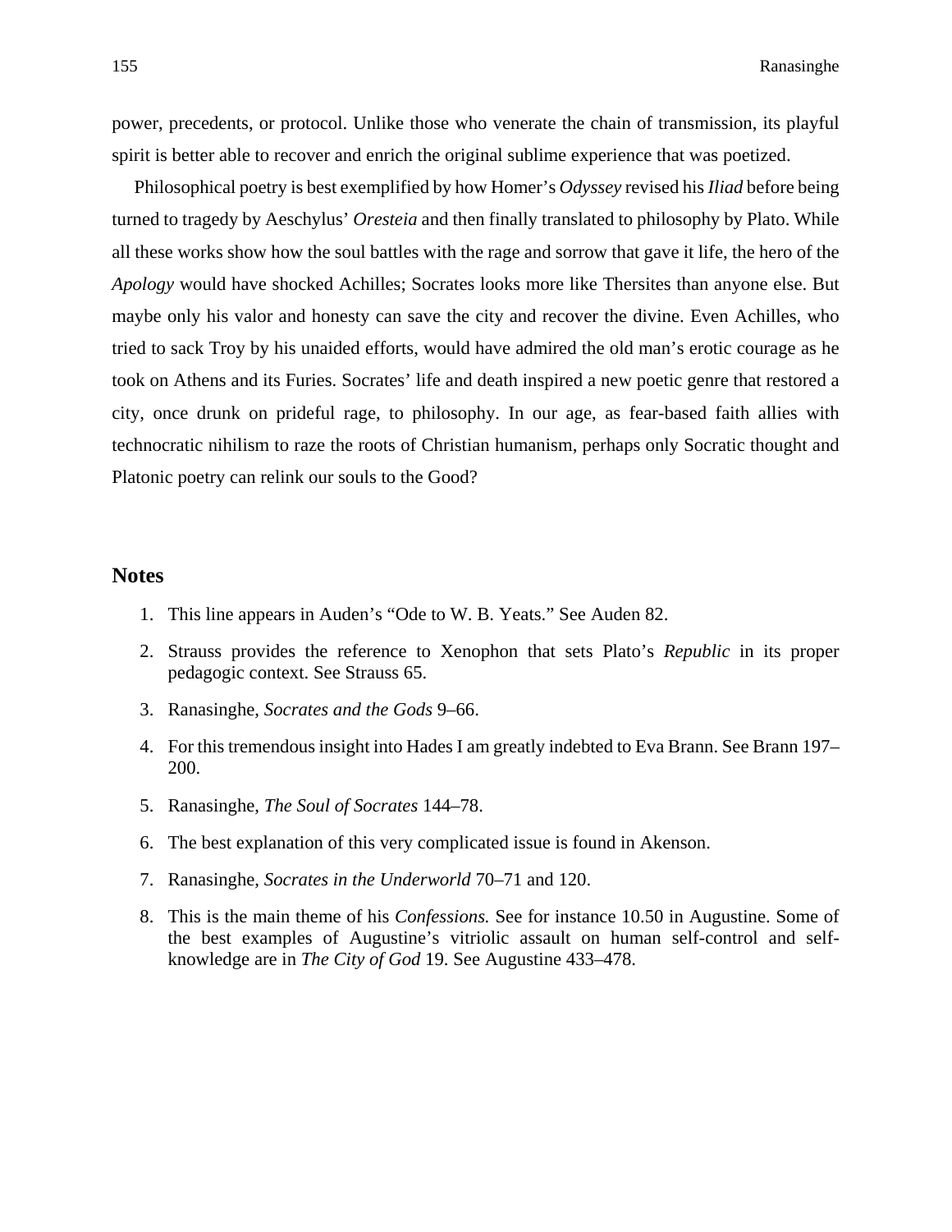power, precedents, or protocol. Unlike those who venerate the chain of transmission, its playful spirit is better able to recover and enrich the original sublime experience that was poetized.

Philosophical poetry is best exemplified by how Homer's *Odyssey* revised his *Iliad* before being turned to tragedy by Aeschylus' *Oresteia* and then finally translated to philosophy by Plato. While all these works show how the soul battles with the rage and sorrow that gave it life, the hero of the *Apology* would have shocked Achilles; Socrates looks more like Thersites than anyone else. But maybe only his valor and honesty can save the city and recover the divine. Even Achilles, who tried to sack Troy by his unaided efforts, would have admired the old man's erotic courage as he took on Athens and its Furies. Socrates' life and death inspired a new poetic genre that restored a city, once drunk on prideful rage, to philosophy. In our age, as fear-based faith allies with technocratic nihilism to raze the roots of Christian humanism, perhaps only Socratic thought and Platonic poetry can relink our souls to the Good?

## Notes

1. This line appears in Auden's "Ode to W. B. Yeats." See Auden 82.
2. Strauss provides the reference to Xenophon that sets Plato's *Republic* in its proper pedagogic context. See Strauss 65.
3. Ranasinghe, *Socrates and the Gods* 9–66.
4. For this tremendous insight into Hades I am greatly indebted to Eva Brann. See Brann 197–200.
5. Ranasinghe, *The Soul of Socrates* 144–78.
6. The best explanation of this very complicated issue is found in Akenson.
7. Ranasinghe, *Socrates in the Underworld* 70–71 and 120.
8. This is the main theme of his *Confessions.* See for instance 10.50 in Augustine. Some of the best examples of Augustine's vitriolic assault on human self-control and self-knowledge are in *The City of God* 19. See Augustine 433–478.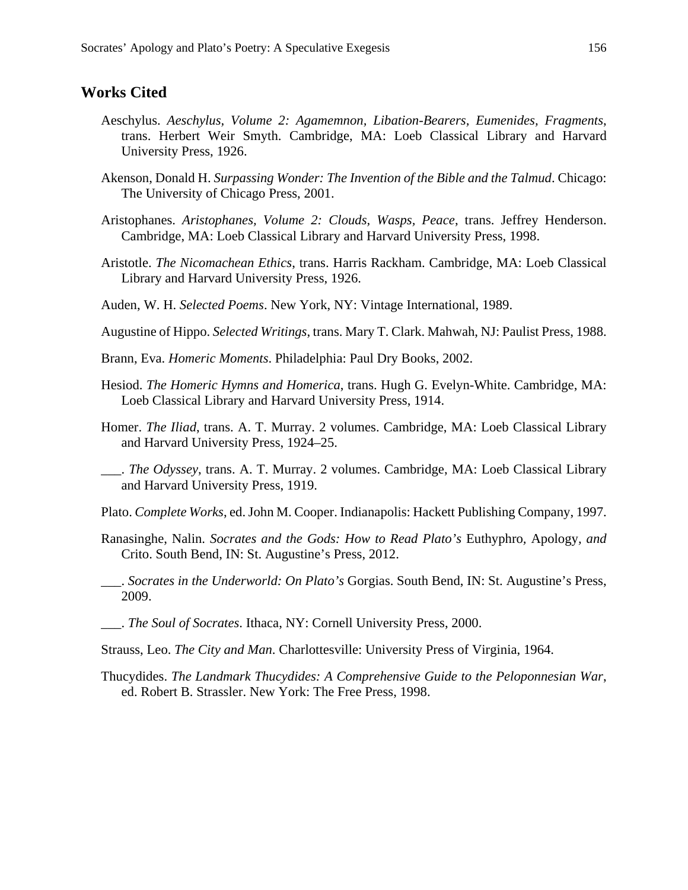## Works Cited

Aeschylus. *Aeschylus, Volume 2: Agamemnon, Libation-Bearers, Eumenides, Fragments*, trans. Herbert Weir Smyth. Cambridge, MA: Loeb Classical Library and Harvard University Press, 1926.

Akenson, Donald H. *Surpassing Wonder: The Invention of the Bible and the Talmud*. Chicago: The University of Chicago Press, 2001.

Aristophanes. *Aristophanes, Volume 2: Clouds, Wasps, Peace*, trans. Jeffrey Henderson. Cambridge, MA: Loeb Classical Library and Harvard University Press, 1998.

Aristotle. *The Nicomachean Ethics*, trans. Harris Rackham. Cambridge, MA: Loeb Classical Library and Harvard University Press, 1926.

Auden, W. H. *Selected Poems*. New York, NY: Vintage International, 1989.

Augustine of Hippo. *Selected Writings*, trans. Mary T. Clark. Mahwah, NJ: Paulist Press, 1988.

Brann, Eva. *Homeric Moments*. Philadelphia: Paul Dry Books, 2002.

Hesiod. *The Homeric Hymns and Homerica*, trans. Hugh G. Evelyn-White. Cambridge, MA: Loeb Classical Library and Harvard University Press, 1914.

Homer. *The Iliad*, trans. A. T. Murray. 2 volumes. Cambridge, MA: Loeb Classical Library and Harvard University Press, 1924–25.

___. *The Odyssey*, trans. A. T. Murray. 2 volumes. Cambridge, MA: Loeb Classical Library and Harvard University Press, 1919.

Plato. *Complete Works*, ed. John M. Cooper. Indianapolis: Hackett Publishing Company, 1997.

Ranasinghe, Nalin. *Socrates and the Gods: How to Read Plato's* Euthyphro, Apology, *and* Crito. South Bend, IN: St. Augustine's Press, 2012.

___. *Socrates in the Underworld: On Plato's* Gorgias. South Bend, IN: St. Augustine's Press, 2009.

___. *The Soul of Socrates*. Ithaca, NY: Cornell University Press, 2000.

Strauss, Leo. *The City and Man*. Charlottesville: University Press of Virginia, 1964.

Thucydides. *The Landmark Thucydides: A Comprehensive Guide to the Peloponnesian War*, ed. Robert B. Strassler. New York: The Free Press, 1998.